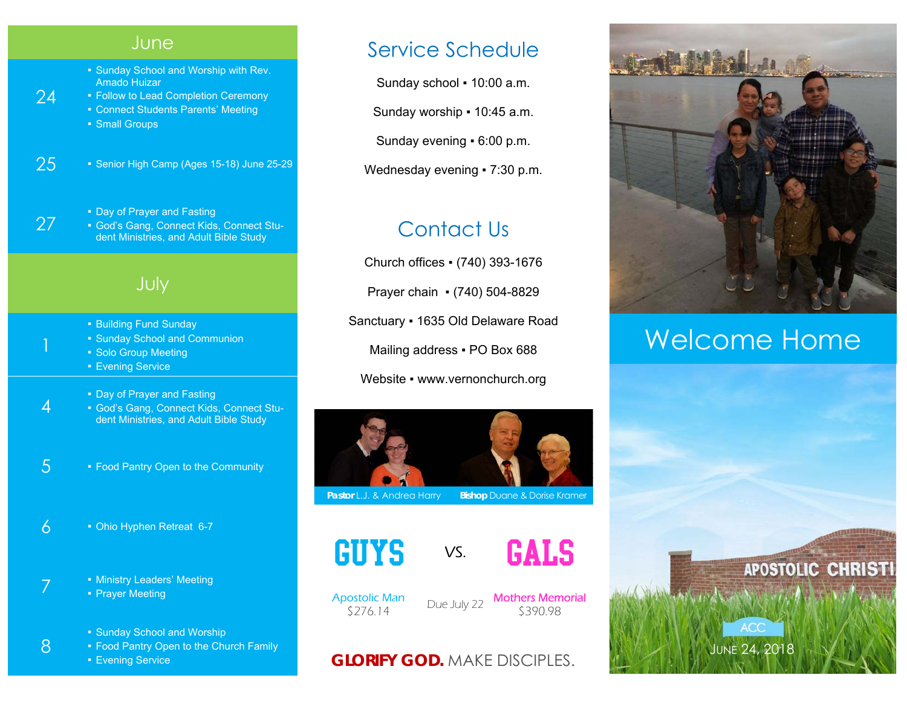## June

**24**
- Sunday School and Worship with Rev. Amado Huizar
- Follow to Lead Completion Ceremony
- Connect Students Parents' Meeting
- Small Groups

**25**
- Senior High Camp (Ages 15-18) June 25-29

**27**
- Day of Prayer and Fasting
- God's Gang, Connect Kids, Connect Student Ministries, and Adult Bible Study

## July

**1**
- Building Fund Sunday
- Sunday School and Communion
- Solo Group Meeting
- Evening Service

**4**
- Day of Prayer and Fasting
- God's Gang, Connect Kids, Connect Student Ministries, and Adult Bible Study

**5**
- Food Pantry Open to the Community

**6**
- Ohio Hyphen Retreat 6-7

**7**
- Ministry Leaders' Meeting
- Prayer Meeting

**8**
- Sunday School and Worship
- Food Pantry Open to the Church Family
- Evening Service

## Service Schedule

Sunday school ▪ 10:00 a.m.

Sunday worship ▪ 10:45 a.m.

Sunday evening ▪ 6:00 p.m.

Wednesday evening ▪ 7:30 p.m.

## Contact Us

Church offices ▪ (740) 393-1676

Prayer chain ▪ (740) 504-8829

Sanctuary ▪ 1635 Old Delaware Road

Mailing address ▪ PO Box 688

Website ▪ www.vernonchurch.org

**Pastor** L.J. & Andrea Harry **Bishop** Duane & Dorise Kramer

**GUYS** VS. **GALS**

| Apostolic Man | Due July 22 | Mothers Memorial |
|---|---|---|
| $276.14 | | $390.98 |

**GLORIFY GOD.** MAKE DISCIPLES.

# Welcome Home

APOSTOLIC CHRISTI

ACC

JUNE 24, 2018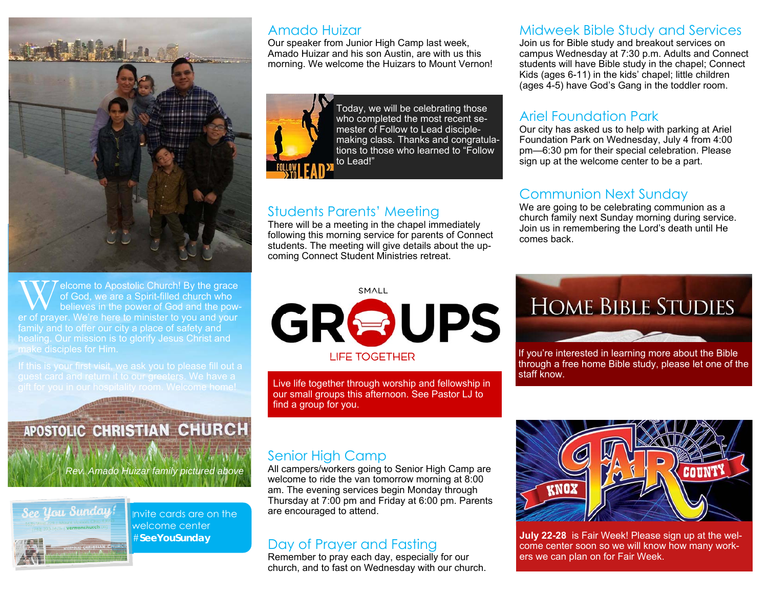Welcome to Apostolic Church! By the grace of God, we are a Spirit-filled church who believes in the power of God and the power of prayer. We're here to minister to you and your family and to offer our city a place of safety and healing. Our mission is to glorify Jesus Christ and make disciples for Him.

If this is your first visit, we ask you to please fill out a guest card and return it to our greeters. We have a gift for you in our hospitality room. Welcome home!

APOSTOLIC CHRISTIAN CHURCH

*Rev. Amado Huizar family pictured above*

Invite cards are on the welcome center #**SeeYouSunday**

## Amado Huizar

Our speaker from Junior High Camp last week, Amado Huizar and his son Austin, are with us this morning. We welcome the Huizars to Mount Vernon!

Today, we will be celebrating those who completed the most recent semester of Follow to Lead disciple-making class. Thanks and congratulations to those who learned to "Follow to Lead!"

## Students Parents' Meeting

There will be a meeting in the chapel immediately following this morning service for parents of Connect students. The meeting will give details about the upcoming Connect Student Ministries retreat.

SMALL GROUPS

LIFE TOGETHER

Live life together through worship and fellowship in our small groups this afternoon. See Pastor LJ to find a group for you.

## Senior High Camp

All campers/workers going to Senior High Camp are welcome to ride the van tomorrow morning at 8:00 am. The evening services begin Monday through Thursday at 7:00 pm and Friday at 6:00 pm. Parents are encouraged to attend.

## Day of Prayer and Fasting

Remember to pray each day, especially for our church, and to fast on Wednesday with our church.

## Midweek Bible Study and Services

Join us for Bible study and breakout services on campus Wednesday at 7:30 p.m. Adults and Connect students will have Bible study in the chapel; Connect Kids (ages 6-11) in the kids' chapel; little children (ages 4-5) have God's Gang in the toddler room.

## Ariel Foundation Park

Our city has asked us to help with parking at Ariel Foundation Park on Wednesday, July 4 from 4:00 pm—6:30 pm for their special celebration. Please sign up at the welcome center to be a part.

## Communion Next Sunday

We are going to be celebrating communion as a church family next Sunday morning during service. Join us in remembering the Lord's death until He comes back.

## HOME BIBLE STUDIES

If you're interested in learning more about the Bible through a free home Bible study, please let one of the staff know.

KNOX COUNTY FAIR

**July 22-28** is Fair Week! Please sign up at the welcome center soon so we will know how many workers we can plan on for Fair Week.